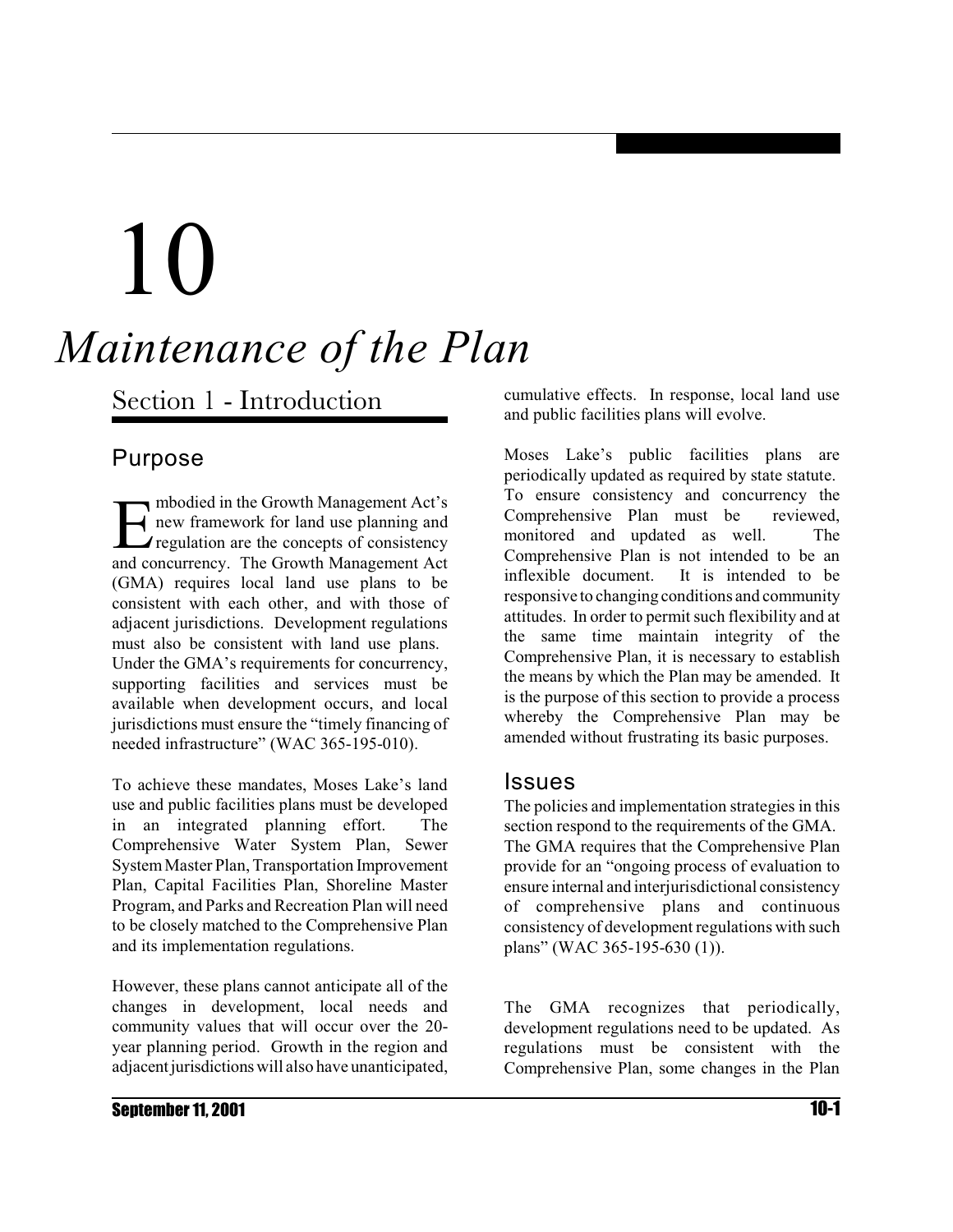# 10

# *Maintenance of the Plan*

## Section 1 - Introduction

### Purpose

Embodied in the Growth Management Act's new framework for land use planning and regulation are the concepts of consistency and concurrency. The Growth Management Act (GMA) requires local land use plans to be consistent with each other, and with those of adjacent jurisdictions. Development regulations must also be consistent with land use plans. Under the GMA's requirements for concurrency, supporting facilities and services must be available when development occurs, and local jurisdictions must ensure the "timely financing of needed infrastructure" (WAC 365-195-010).

To achieve these mandates, Moses Lake's land use and public facilities plans must be developed in an integrated planning effort. The Comprehensive Water System Plan, Sewer System Master Plan, Transportation Improvement Plan, Capital Facilities Plan, Shoreline Master Program, and Parks and Recreation Plan will need to be closely matched to the Comprehensive Plan and its implementation regulations.

However, these plans cannot anticipate all of the changes in development, local needs and community values that will occur over the 20-year planning period. Growth in the region and adjacent jurisdictions will also have unanticipated, cumulative effects. In response, local land use and public facilities plans will evolve.

Moses Lake's public facilities plans are periodically updated as required by state statute. To ensure consistency and concurrency the Comprehensive Plan must be reviewed, monitored and updated as well. The Comprehensive Plan is not intended to be an inflexible document. It is intended to be responsive to changing conditions and community attitudes. In order to permit such flexibility and at the same time maintain integrity of the Comprehensive Plan, it is necessary to establish the means by which the Plan may be amended. It is the purpose of this section to provide a process whereby the Comprehensive Plan may be amended without frustrating its basic purposes.

### Issues

The policies and implementation strategies in this section respond to the requirements of the GMA. The GMA requires that the Comprehensive Plan provide for an "ongoing process of evaluation to ensure internal and interjurisdictional consistency of comprehensive plans and continuous consistency of development regulations with such plans" (WAC 365-195-630 (1)).

The GMA recognizes that periodically, development regulations need to be updated. As regulations must be consistent with the Comprehensive Plan, some changes in the Plan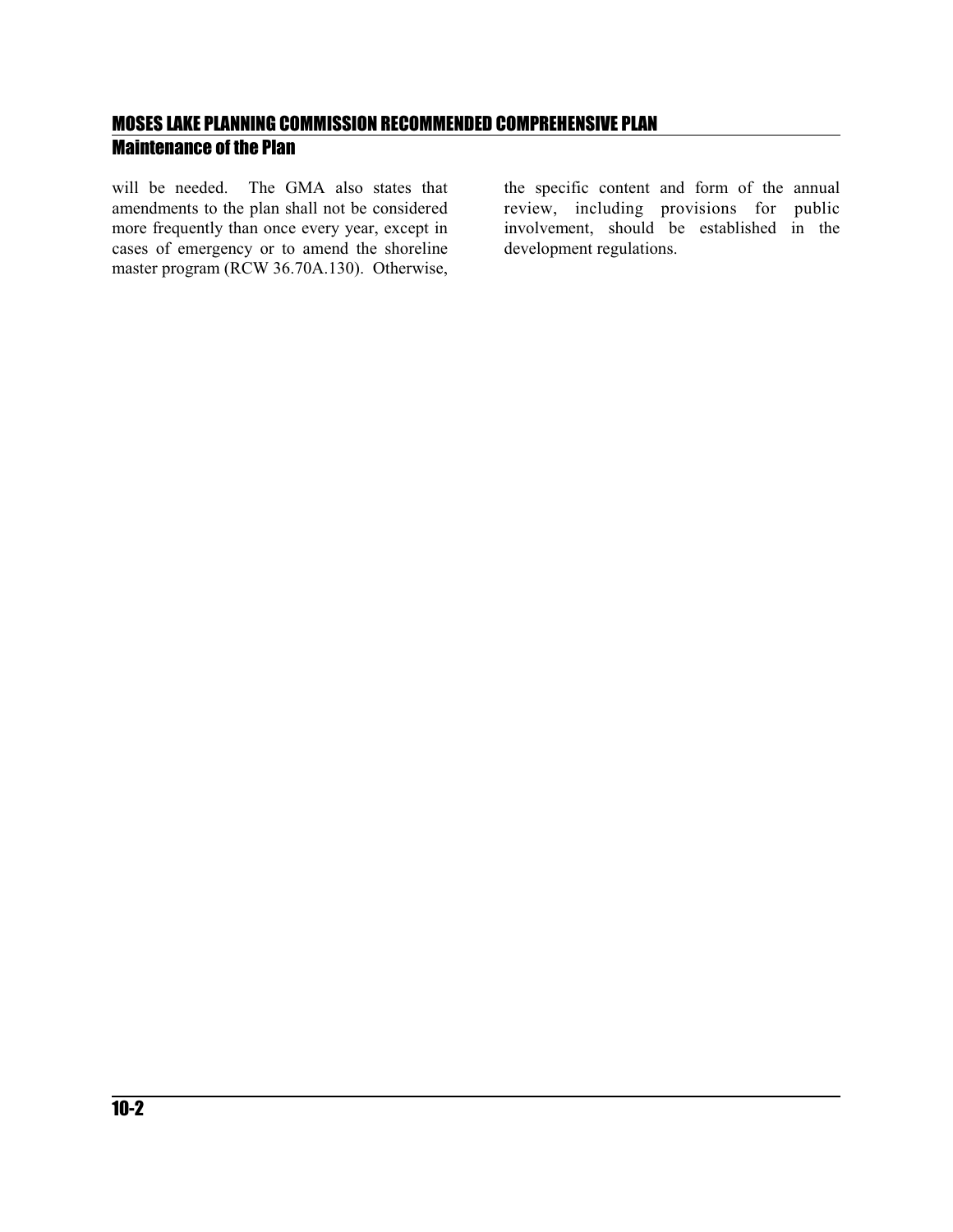will be needed. The GMA also states that amendments to the plan shall not be considered more frequently than once every year, except in cases of emergency or to amend the shoreline master program (RCW 36.70A.130). Otherwise, the specific content and form of the annual review, including provisions for public involvement, should be established in the development regulations.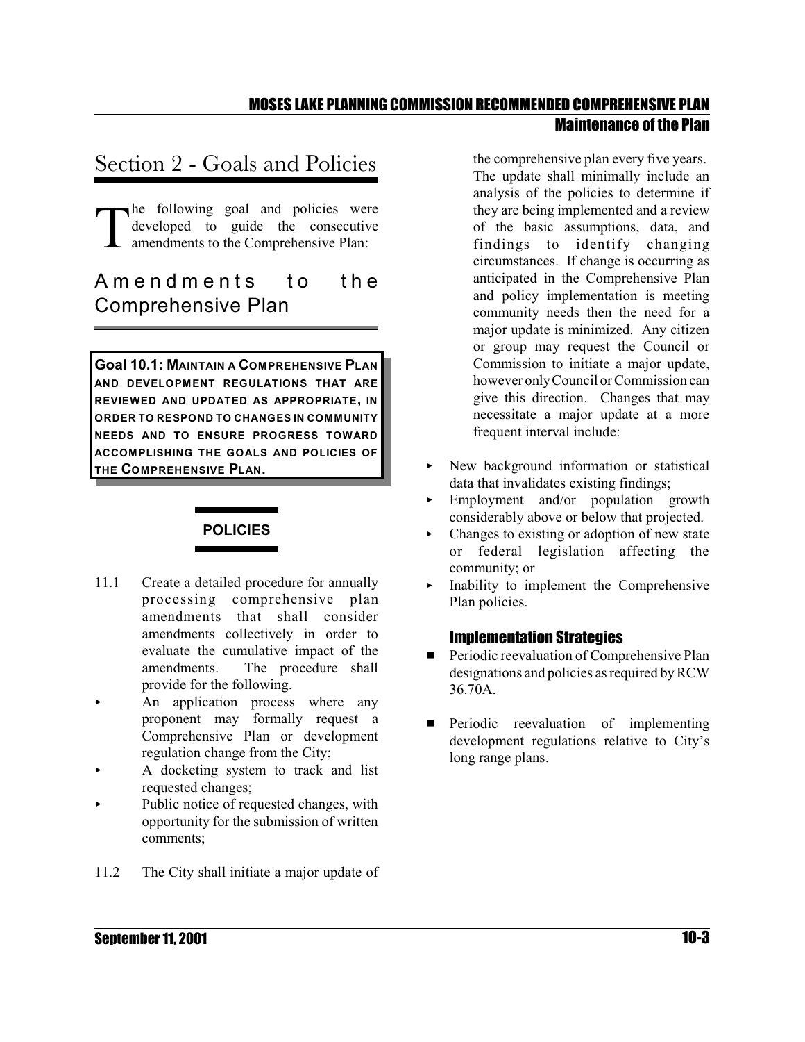# Section 2 - Goals and Policies

The following goal and policies were developed to guide the consecutive amendments to the Comprehensive Plan:

## Amendments to the Comprehensive Plan

**Goal 10.1: MAINTAIN A COMPREHENSIVE PLAN AND DEVELOPMENT REGULATIONS THAT ARE REVIEWED AND UPDATED AS APPROPRIATE, IN ORDER TO RESPOND TO CHANGES IN COMMUNITY NEEDS AND TO ENSURE PROGRESS TOWARD ACCOMPLISHING THE GOALS AND POLICIES OF THE COMPREHENSIVE PLAN.**

**POLICIES**

11.1 Create a detailed procedure for annually processing comprehensive plan amendments that shall consider amendments collectively in order to evaluate the cumulative impact of the amendments. The procedure shall provide for the following.

- An application process where any proponent may formally request a Comprehensive Plan or development regulation change from the City;
- A docketing system to track and list requested changes;
- Public notice of requested changes, with opportunity for the submission of written comments;

11.2 The City shall initiate a major update of the comprehensive plan every five years. The update shall minimally include an analysis of the policies to determine if they are being implemented and a review of the basic assumptions, data, and findings to identify changing circumstances. If change is occurring as anticipated in the Comprehensive Plan and policy implementation is meeting community needs then the need for a major update is minimized. Any citizen or group may request the Council or Commission to initiate a major update, however only Council or Commission can give this direction. Changes that may necessitate a major update at a more frequent interval include:

- New background information or statistical data that invalidates existing findings;
- Employment and/or population growth considerably above or below that projected.
- Changes to existing or adoption of new state or federal legislation affecting the community; or
- Inability to implement the Comprehensive Plan policies.

### Implementation Strategies

- Periodic reevaluation of Comprehensive Plan designations and policies as required by RCW 36.70A.
- Periodic reevaluation of implementing development regulations relative to City's long range plans.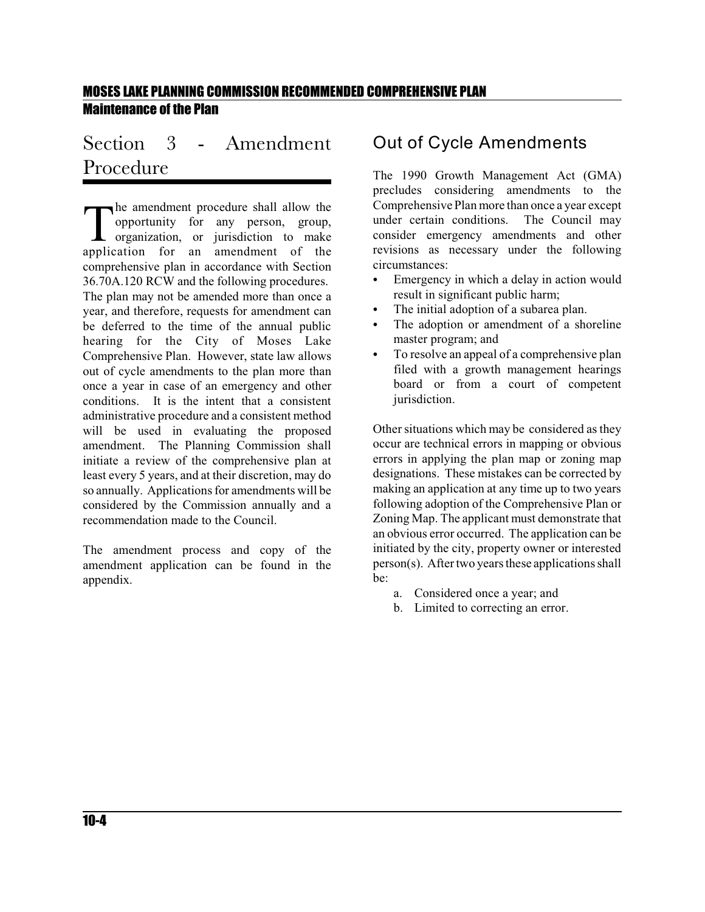## Section 3 - Amendment Procedure

The amendment procedure shall allow the opportunity for any person, group, organization, or jurisdiction to make application for an amendment of the comprehensive plan in accordance with Section 36.70A.120 RCW and the following procedures. The plan may not be amended more than once a year, and therefore, requests for amendment can be deferred to the time of the annual public hearing for the City of Moses Lake Comprehensive Plan. However, state law allows out of cycle amendments to the plan more than once a year in case of an emergency and other conditions. It is the intent that a consistent administrative procedure and a consistent method will be used in evaluating the proposed amendment. The Planning Commission shall initiate a review of the comprehensive plan at least every 5 years, and at their discretion, may do so annually. Applications for amendments will be considered by the Commission annually and a recommendation made to the Council.

The amendment process and copy of the amendment application can be found in the appendix.

## Out of Cycle Amendments

The 1990 Growth Management Act (GMA) precludes considering amendments to the Comprehensive Plan more than once a year except under certain conditions. The Council may consider emergency amendments and other revisions as necessary under the following circumstances:

- Emergency in which a delay in action would result in significant public harm;
- The initial adoption of a subarea plan.
- The adoption or amendment of a shoreline master program; and
- To resolve an appeal of a comprehensive plan filed with a growth management hearings board or from a court of competent jurisdiction.

Other situations which may be considered as they occur are technical errors in mapping or obvious errors in applying the plan map or zoning map designations. These mistakes can be corrected by making an application at any time up to two years following adoption of the Comprehensive Plan or Zoning Map. The applicant must demonstrate that an obvious error occurred. The application can be initiated by the city, property owner or interested person(s). After two years these applications shall be:

a. Considered once a year; and
b. Limited to correcting an error.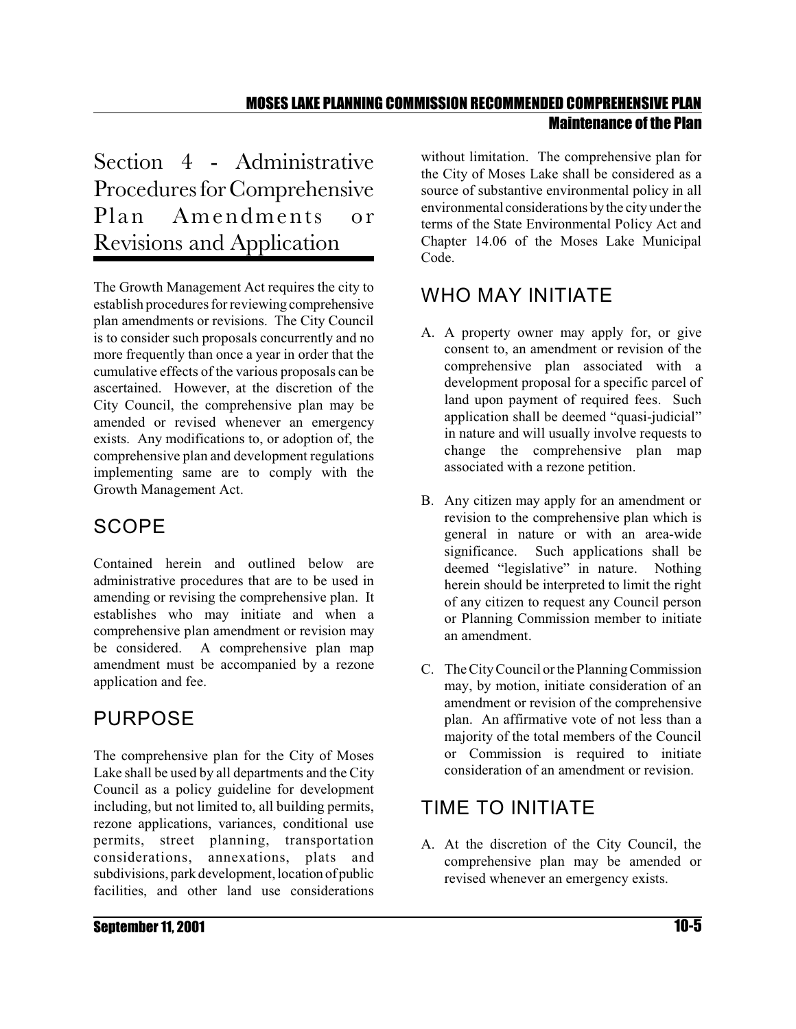# Section 4 - Administrative Procedures for Comprehensive Plan Amendments or Revisions and Application

The Growth Management Act requires the city to establish procedures for reviewing comprehensive plan amendments or revisions. The City Council is to consider such proposals concurrently and no more frequently than once a year in order that the cumulative effects of the various proposals can be ascertained. However, at the discretion of the City Council, the comprehensive plan may be amended or revised whenever an emergency exists. Any modifications to, or adoption of, the comprehensive plan and development regulations implementing same are to comply with the Growth Management Act.

## SCOPE

Contained herein and outlined below are administrative procedures that are to be used in amending or revising the comprehensive plan. It establishes who may initiate and when a comprehensive plan amendment or revision may be considered. A comprehensive plan map amendment must be accompanied by a rezone application and fee.

## PURPOSE

The comprehensive plan for the City of Moses Lake shall be used by all departments and the City Council as a policy guideline for development including, but not limited to, all building permits, rezone applications, variances, conditional use permits, street planning, transportation considerations, annexations, plats and subdivisions, park development, location of public facilities, and other land use considerations without limitation. The comprehensive plan for the City of Moses Lake shall be considered as a source of substantive environmental policy in all environmental considerations by the city under the terms of the State Environmental Policy Act and Chapter 14.06 of the Moses Lake Municipal Code.

## WHO MAY INITIATE

A. A property owner may apply for, or give consent to, an amendment or revision of the comprehensive plan associated with a development proposal for a specific parcel of land upon payment of required fees. Such application shall be deemed "quasi-judicial" in nature and will usually involve requests to change the comprehensive plan map associated with a rezone petition.

B. Any citizen may apply for an amendment or revision to the comprehensive plan which is general in nature or with an area-wide significance. Such applications shall be deemed "legislative" in nature. Nothing herein should be interpreted to limit the right of any citizen to request any Council person or Planning Commission member to initiate an amendment.

C. The City Council or the Planning Commission may, by motion, initiate consideration of an amendment or revision of the comprehensive plan. An affirmative vote of not less than a majority of the total members of the Council or Commission is required to initiate consideration of an amendment or revision.

## TIME TO INITIATE

A. At the discretion of the City Council, the comprehensive plan may be amended or revised whenever an emergency exists.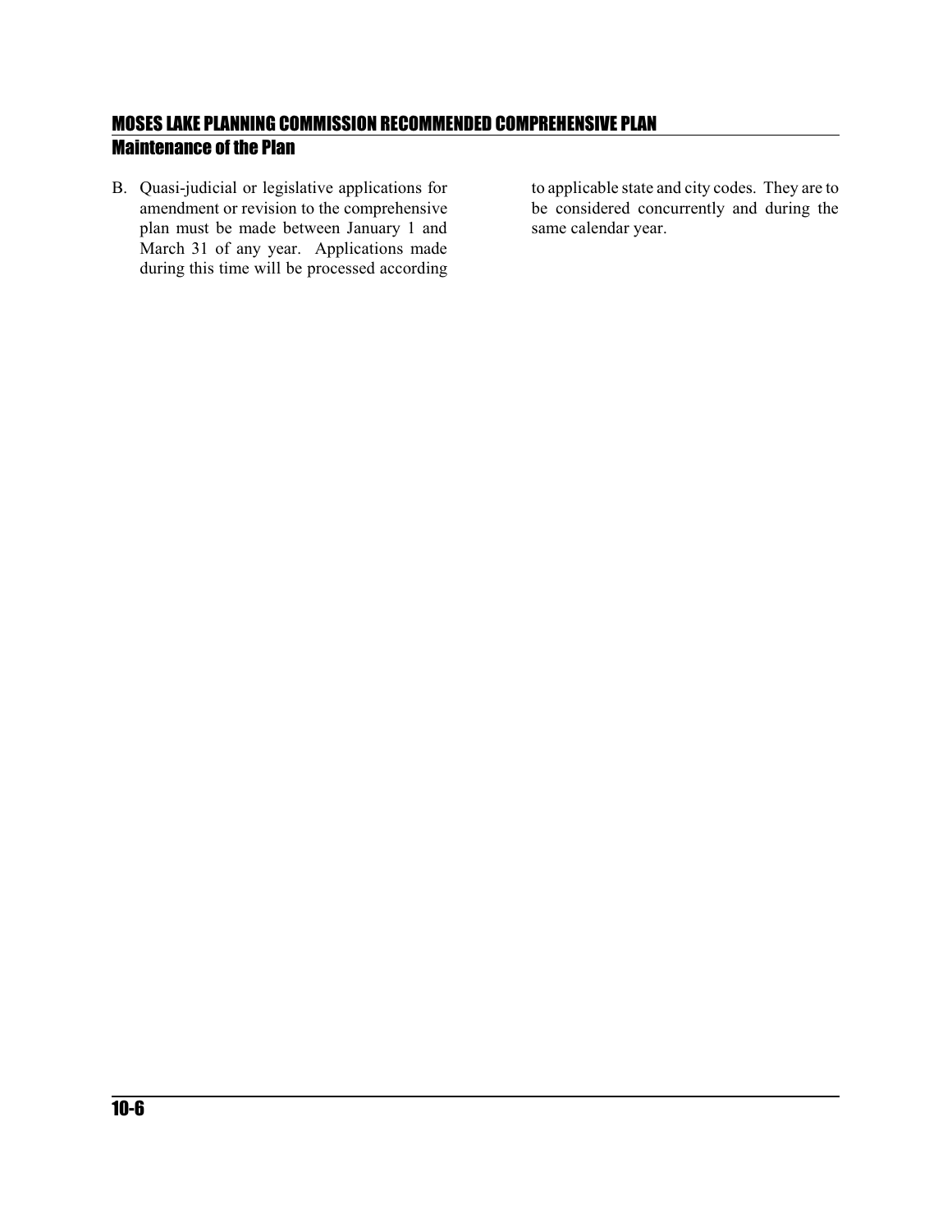B. Quasi-judicial or legislative applications for amendment or revision to the comprehensive plan must be made between January 1 and March 31 of any year. Applications made during this time will be processed according to applicable state and city codes. They are to be considered concurrently and during the same calendar year.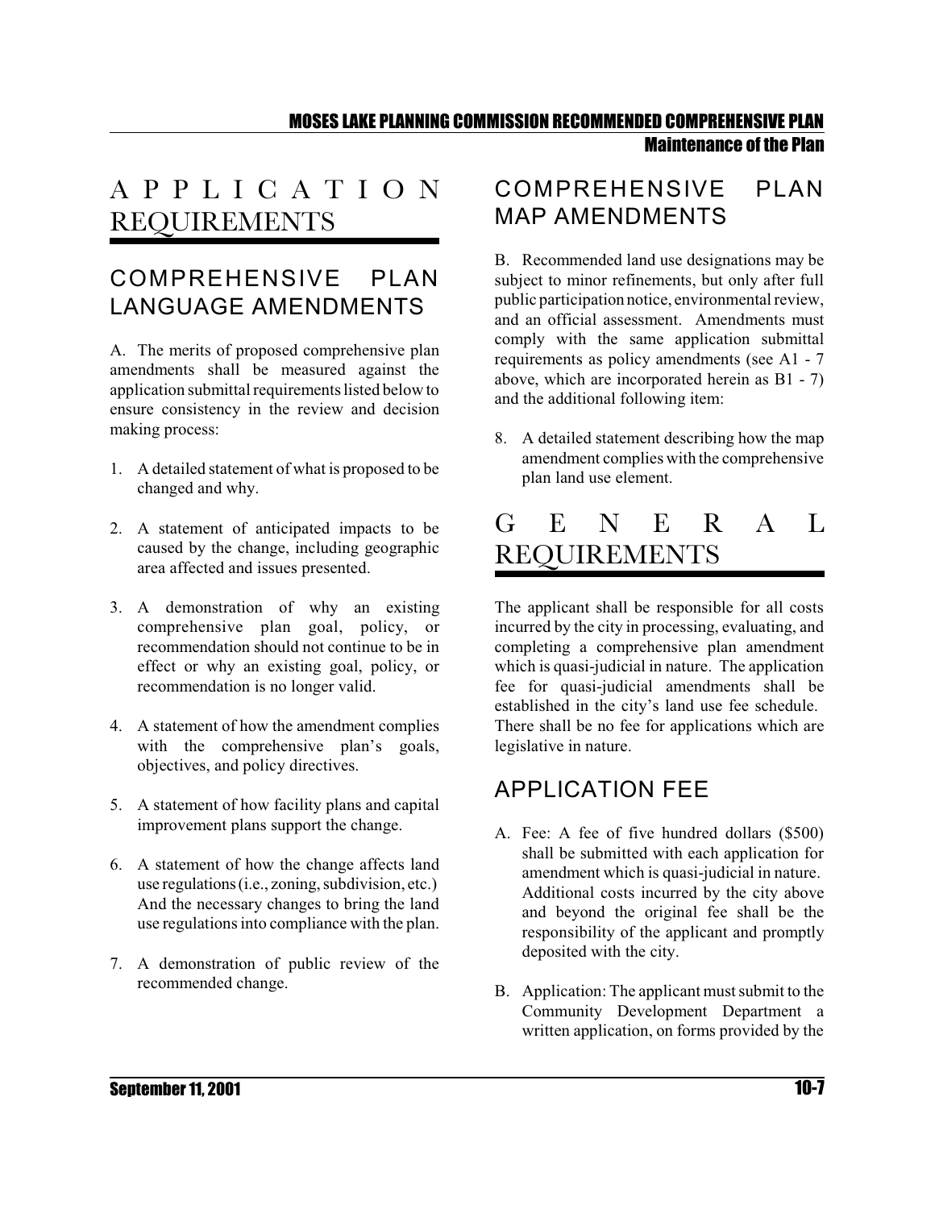# APPLICATION REQUIREMENTS

## COMPREHENSIVE PLAN LANGUAGE AMENDMENTS

A. The merits of proposed comprehensive plan amendments shall be measured against the application submittal requirements listed below to ensure consistency in the review and decision making process:

1. A detailed statement of what is proposed to be changed and why.

2. A statement of anticipated impacts to be caused by the change, including geographic area affected and issues presented.

3. A demonstration of why an existing comprehensive plan goal, policy, or recommendation should not continue to be in effect or why an existing goal, policy, or recommendation is no longer valid.

4. A statement of how the amendment complies with the comprehensive plan's goals, objectives, and policy directives.

5. A statement of how facility plans and capital improvement plans support the change.

6. A statement of how the change affects land use regulations (i.e., zoning, subdivision, etc.) And the necessary changes to bring the land use regulations into compliance with the plan.

7. A demonstration of public review of the recommended change.

## COMPREHENSIVE PLAN MAP AMENDMENTS

B. Recommended land use designations may be subject to minor refinements, but only after full public participation notice, environmental review, and an official assessment. Amendments must comply with the same application submittal requirements as policy amendments (see A1 - 7 above, which are incorporated herein as B1 - 7) and the additional following item:

8. A detailed statement describing how the map amendment complies with the comprehensive plan land use element.

# GENERAL REQUIREMENTS

The applicant shall be responsible for all costs incurred by the city in processing, evaluating, and completing a comprehensive plan amendment which is quasi-judicial in nature. The application fee for quasi-judicial amendments shall be established in the city's land use fee schedule. There shall be no fee for applications which are legislative in nature.

## APPLICATION FEE

A. Fee: A fee of five hundred dollars ($500) shall be submitted with each application for amendment which is quasi-judicial in nature. Additional costs incurred by the city above and beyond the original fee shall be the responsibility of the applicant and promptly deposited with the city.

B. Application: The applicant must submit to the Community Development Department a written application, on forms provided by the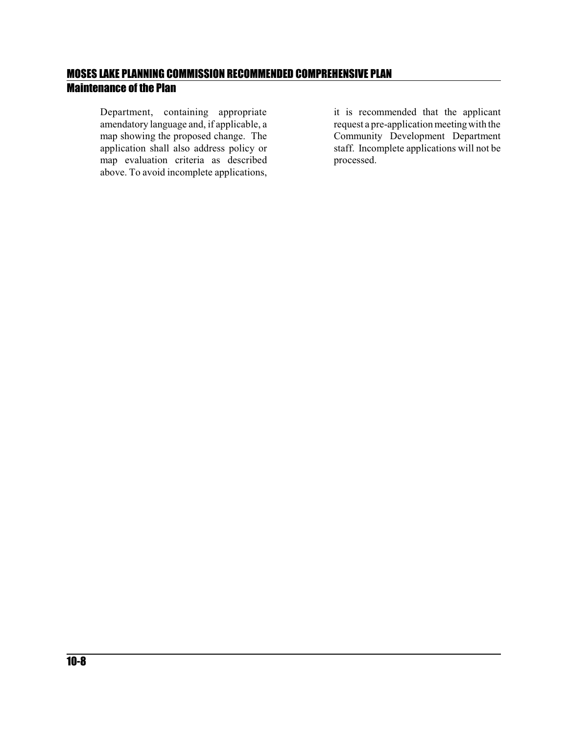Department, containing appropriate amendatory language and, if applicable, a map showing the proposed change. The application shall also address policy or map evaluation criteria as described above. To avoid incomplete applications, it is recommended that the applicant request a pre-application meeting with the Community Development Department staff. Incomplete applications will not be processed.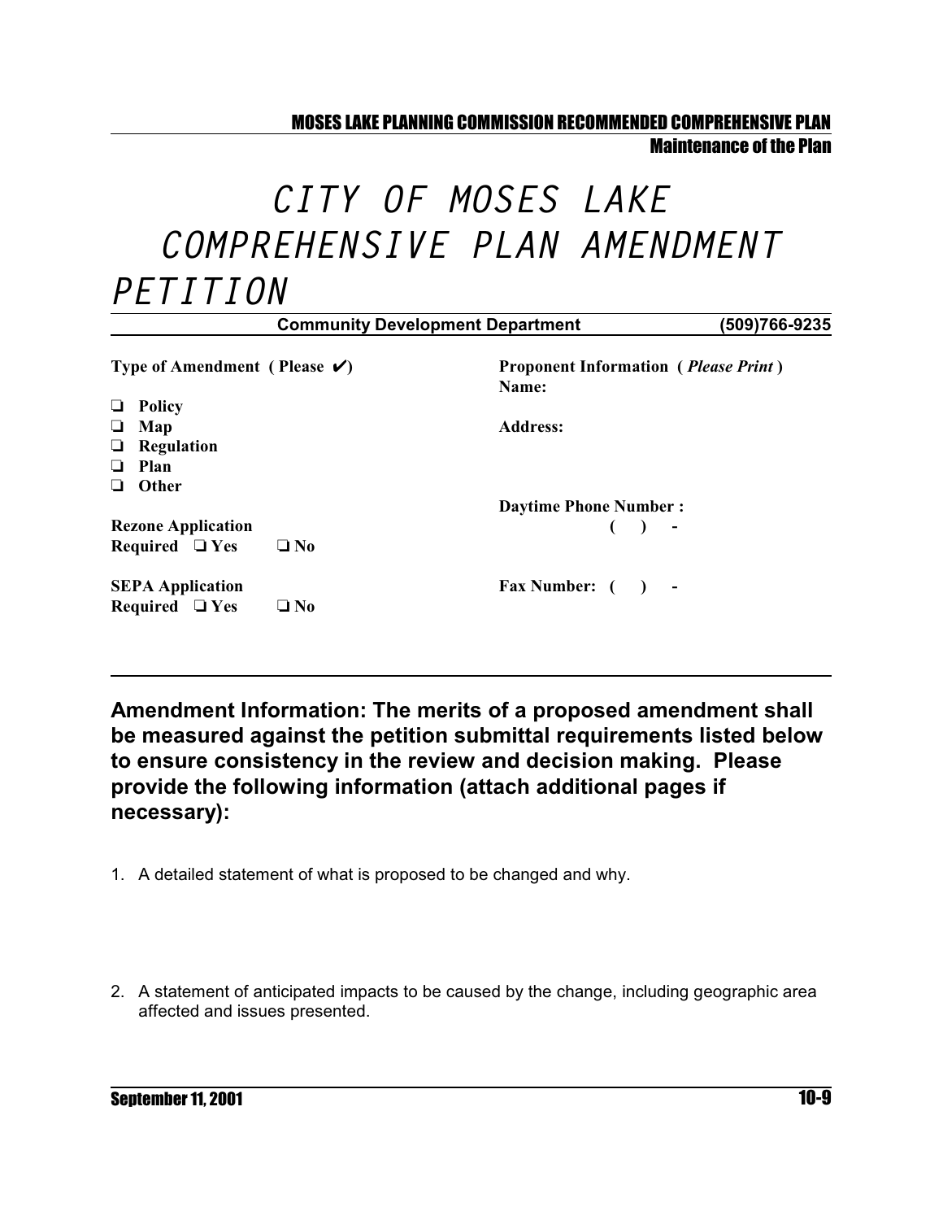# CITY OF MOSES LAKE COMPREHENSIVE PLAN AMENDMENT PETITION

**Community Development Department** (509)766-9235

**Type of Amendment ( Please ✔)**

- ❑ **Policy**
- ❑ **Map**
- ❑ **Regulation**
- ❑ **Plan**
- ❑ **Other**

**Rezone Application Required** ❑ **Yes** ❑ **No**

**SEPA Application Required** ❑ **Yes** ❑ **No**

**Proponent Information ( *Please Print* )**

**Name:**

**Address:**

**Daytime Phone Number :** ( ) -

**Fax Number:** ( ) -

---

**Amendment Information: The merits of a proposed amendment shall be measured against the petition submittal requirements listed below to ensure consistency in the review and decision making. Please provide the following information (attach additional pages if necessary):**

1. A detailed statement of what is proposed to be changed and why.

2. A statement of anticipated impacts to be caused by the change, including geographic area affected and issues presented.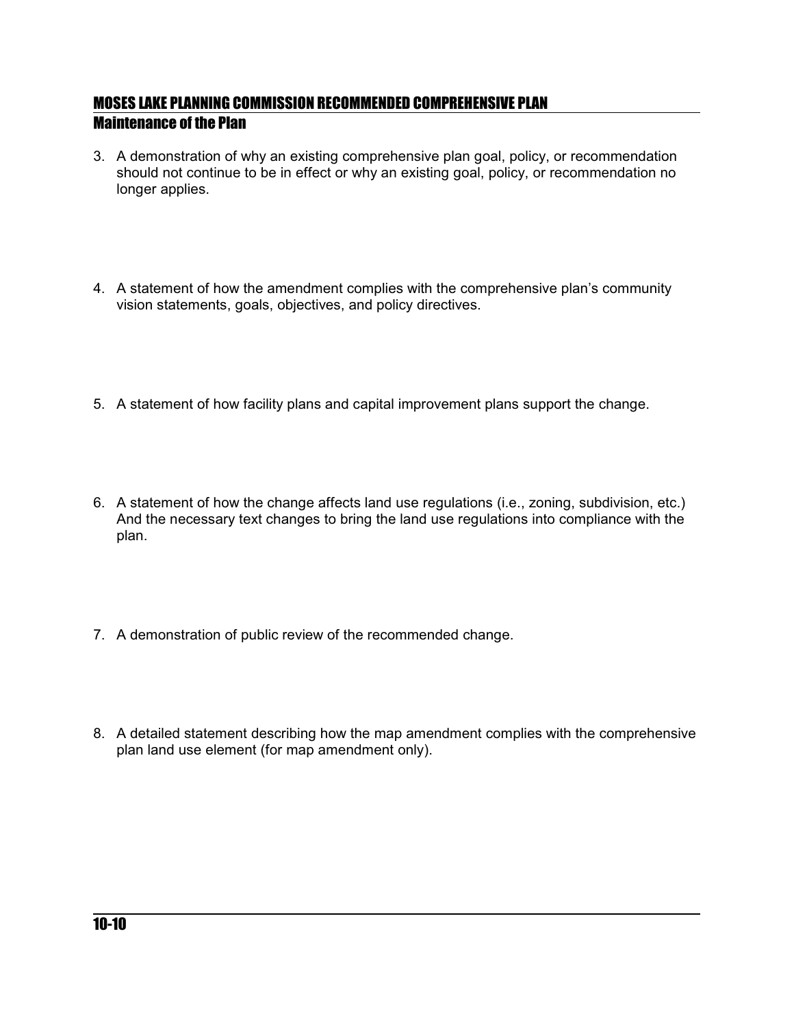3. A demonstration of why an existing comprehensive plan goal, policy, or recommendation should not continue to be in effect or why an existing goal, policy, or recommendation no longer applies.

4. A statement of how the amendment complies with the comprehensive plan's community vision statements, goals, objectives, and policy directives.

5. A statement of how facility plans and capital improvement plans support the change.

6. A statement of how the change affects land use regulations (i.e., zoning, subdivision, etc.) And the necessary text changes to bring the land use regulations into compliance with the plan.

7. A demonstration of public review of the recommended change.

8. A detailed statement describing how the map amendment complies with the comprehensive plan land use element (for map amendment only).